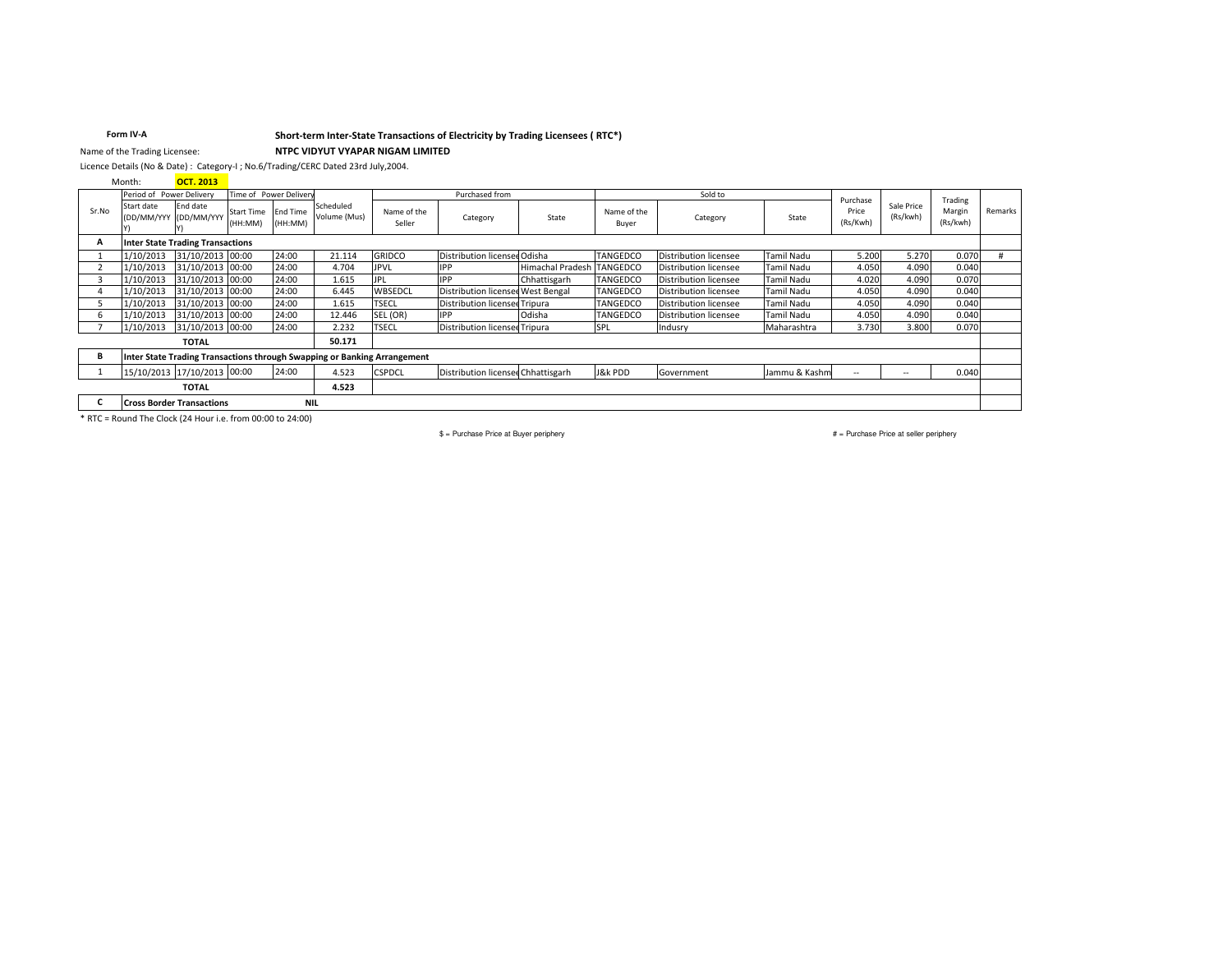**Form IV-A**

**Short-term Inter-State Transactions of Electricity by Trading Licensees ( RTC*)**

Name of the Trading Licensee: **NTPC VIDYUT VYAPAR NIGAM LIMITED**

Licence Details (No & Date) : Category-I ; No.6/Trading/CERC Dated 23rd July,2004.

Month: **OCT. 2013**

| Sr.No | Period of Power Delivery | | Time of Power Delivery | | Scheduled Volume (Mus) | Purchased from | | | Sold to | | | Purchase Price (Rs/Kwh) | Sale Price (Rs/kwh) | Trading Margin (Rs/kwh) | Remarks |
|---|---|---|---|---|---|---|---|---|---|---|---|---|---|---|---|
| | Start date (DD/MM/YYYY) | End date (DD/MM/YYYY) | Start Time (HH:MM) | End Time (HH:MM) | | Name of the Seller | Category | State | Name of the Buyer | Category | State | | | | |
| **A** | **Inter State Trading Transactions** | | | | | | | | | | | | | | |
| 1 | 1/10/2013 | 31/10/2013 | 00:00 | 24:00 | 21.114 | GRIDCO | Distribution licensee | Odisha | TANGEDCO | Distribution licensee | Tamil Nadu | 5.200 | 5.270 | 0.070 | # |
| 2 | 1/10/2013 | 31/10/2013 | 00:00 | 24:00 | 4.704 | JPVL | IPP | Himachal Pradesh | TANGEDCO | Distribution licensee | Tamil Nadu | 4.050 | 4.090 | 0.040 | |
| 3 | 1/10/2013 | 31/10/2013 | 00:00 | 24:00 | 1.615 | JPL | IPP | Chhattisgarh | TANGEDCO | Distribution licensee | Tamil Nadu | 4.020 | 4.090 | 0.070 | |
| 4 | 1/10/2013 | 31/10/2013 | 00:00 | 24:00 | 6.445 | WBSEDCL | Distribution licensee | West Bengal | TANGEDCO | Distribution licensee | Tamil Nadu | 4.050 | 4.090 | 0.040 | |
| 5 | 1/10/2013 | 31/10/2013 | 00:00 | 24:00 | 1.615 | TSECL | Distribution licensee | Tripura | TANGEDCO | Distribution licensee | Tamil Nadu | 4.050 | 4.090 | 0.040 | |
| 6 | 1/10/2013 | 31/10/2013 | 00:00 | 24:00 | 12.446 | SEL (OR) | IPP | Odisha | TANGEDCO | Distribution licensee | Tamil Nadu | 4.050 | 4.090 | 0.040 | |
| 7 | 1/10/2013 | 31/10/2013 | 00:00 | 24:00 | 2.232 | TSECL | Distribution licensee | Tripura | SPL | Indusry | Maharashtra | 3.730 | 3.800 | 0.070 | |
| | | **TOTAL** | | | **50.171** | | | | | | | | | | |
| **B** | **Inter State Trading Transactions through Swapping or Banking Arrangement** | | | | | | | | | | | | | | |
| 1 | 15/10/2013 | 17/10/2013 | 00:00 | 24:00 | 4.523 | CSPDCL | Distribution licensee | Chhattisgarh | J&k PDD | Government | Jammu & Kashm | -- | -- | 0.040 | |
| | | **TOTAL** | | | **4.523** | | | | | | | | | | |
| **C** | **Cross Border Transactions** | | | | **NIL** | | | | | | | | | | |

* RTC = Round The Clock (24 Hour i.e. from 00:00 to 24:00)

$ = Purchase Price at Buyer periphery

# = Purchase Price at seller periphery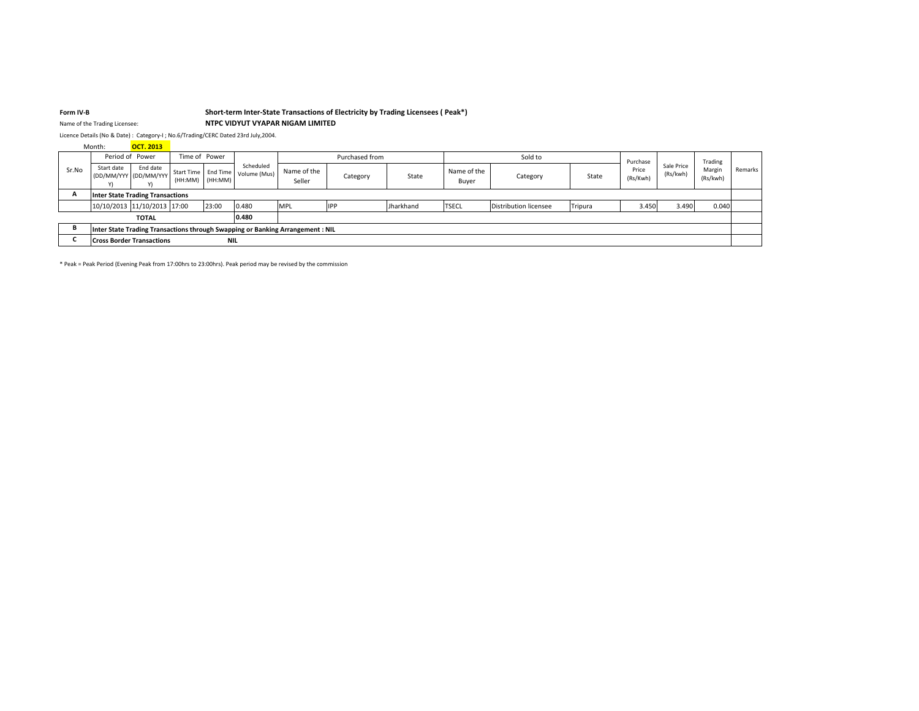**Form IV-B** **Short-term Inter-State Transactions of Electricity by Trading Licensees ( Peak*)**

Name of the Trading Licensee: **NTPC VIDYUT VYAPAR NIGAM LIMITED**

Licence Details (No & Date) : Category-I ; No.6/Trading/CERC Dated 23rd July,2004.

Month: **OCT. 2013**

| Sr.No | Period of Power | | Time of Power | | Scheduled Volume (Mus) | Purchased from | | | Sold to | | | Purchase Price (Rs/Kwh) | Sale Price (Rs/kwh) | Trading Margin (Rs/kwh) | Remarks |
|---|---|---|---|---|---|---|---|---|---|---|---|---|---|---|---|
| | Start date (DD/MM/YYYY) | End date (DD/MM/YYYY) | Start Time (HH:MM) | End Time (HH:MM) | | Name of the Seller | Category | State | Name of the Buyer | Category | State | | | | |
| **A** | **Inter State Trading Transactions** | | | | | | | | | | | | | | |
| | 10/10/2013 | 11/10/2013 | 17:00 | 23:00 | 0.480 | MPL | IPP | Jharkhand | TSECL | Distribution licensee | Tripura | 3.450 | 3.490 | 0.040 | |
| | **TOTAL** | | | | **0.480** | | | | | | | | | | |
| **B** | **Inter State Trading Transactions through Swapping or Banking Arrangement : NIL** | | | | | | | | | | | | | | |
| **C** | **Cross Border Transactions** | | **NIL** | | | | | | | | | | | | |

* Peak = Peak Period (Evening Peak from 17:00hrs to 23:00hrs). Peak period may be revised by the commission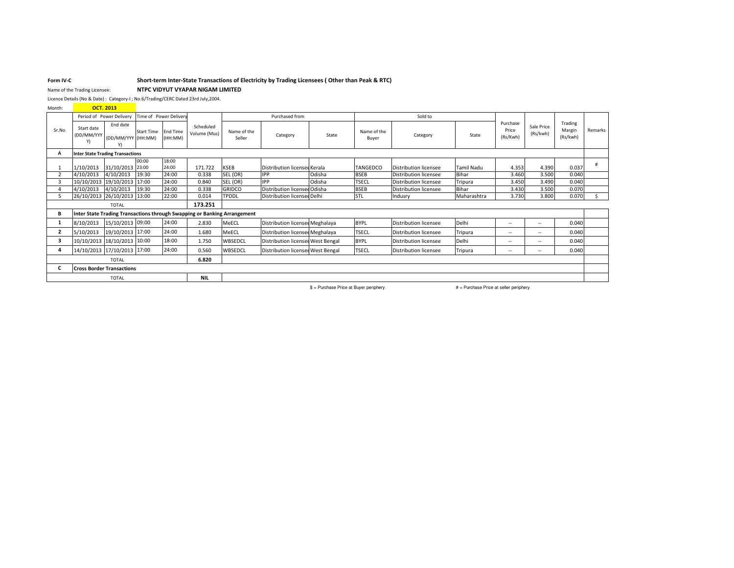**Form IV-C** **Short-term Inter-State Transactions of Electricity by Trading Licensees ( Other than Peak & RTC)**

Name of the Trading Licensee: **NTPC VIDYUT VYAPAR NIGAM LIMITED**

Licence Details (No & Date) : Category-I ; No.6/Trading/CERC Dated 23rd July,2004.

Month: **OCT. 2013**

| Sr.No | Period of Power Delivery | | Time of Power Delivery | | Scheduled Volume (Mus) | Purchased from | | | Sold to | | | Purchase Price (Rs/Kwh) | Sale Price (Rs/kwh) | Trading Margin (Rs/kwh) | Remarks |
|---|---|---|---|---|---|---|---|---|---|---|---|---|---|---|---|
| | Start date (DD/MM/YYYY) | End date (DD/MM/YYYY) | Start Time (HH:MM) | End Time (HH:MM) | | Name of the Seller | Category | State | Name of the Buyer | Category | State | | | | |
| **A** | **Inter State Trading Transactions** | | | | | | | | | | | | | | |
| 1 | 1/10/2013 | 31/10/2013 | 00:00 23:00 | 18:00 24:00 | 171.722 | KSEB | Distribution licensee | Kerala | TANGEDCO | Distribution licensee | Tamil Nadu | 4.353 | 4.390 | 0.037 | # |
| 2 | 4/10/2013 | 4/10/2013 | 19:30 | 24:00 | 0.338 | SEL (OR) | IPP | Odisha | BSEB | Distribution licensee | Bihar | 3.460 | 3.500 | 0.040 | |
| 3 | 10/10/2013 | 19/10/2013 | 17:00 | 24:00 | 0.840 | SEL (OR) | IPP | Odisha | TSECL | Distribution licensee | Tripura | 3.450 | 3.490 | 0.040 | |
| 4 | 4/10/2013 | 4/10/2013 | 19:30 | 24:00 | 0.338 | GRIDCO | Distribution licensee | Odisha | BSEB | Distribution licensee | Bihar | 3.430 | 3.500 | 0.070 | |
| 5 | 26/10/2013 | 26/10/2013 | 13:00 | 22:00 | 0.014 | TPDDL | Distribution licensee | Delhi | STL | Indusry | Maharashtra | 3.730 | 3.800 | 0.070 | $ |
| | TOTAL | | | | **173.251** | | | | | | | | | | |
| **B** | **Inter State Trading Transactions through Swapping or Banking Arrangement** | | | | | | | | | | | | | | |
| **1** | 8/10/2013 | 15/10/2013 | 09:00 | 24:00 | 2.830 | MeECL | Distribution licensee | Meghalaya | BYPL | Distribution licensee | Delhi | -- | -- | 0.040 | |
| **2** | 5/10/2013 | 19/10/2013 | 17:00 | 24:00 | 1.680 | MeECL | Distribution licensee | Meghalaya | TSECL | Distribution licensee | Tripura | -- | -- | 0.040 | |
| **3** | 10/10/2013 | 18/10/2013 | 10:00 | 18:00 | 1.750 | WBSEDCL | Distribution licensee | West Bengal | BYPL | Distribution licensee | Delhi | -- | -- | 0.040 | |
| **4** | 14/10/2013 | 17/10/2013 | 17:00 | 24:00 | 0.560 | WBSEDCL | Distribution licensee | West Bengal | TSECL | Distribution licensee | Tripura | -- | -- | 0.040 | |
| | TOTAL | | | | **6.820** | | | | | | | | | | |
| **C** | **Cross Border Transactions** | | | | | | | | | | | | | | |
| | TOTAL | | | | **NIL** | | | | | | | | | | |

$ = Purchase Price at Buyer periphery

# = Purchase Price at seller periphery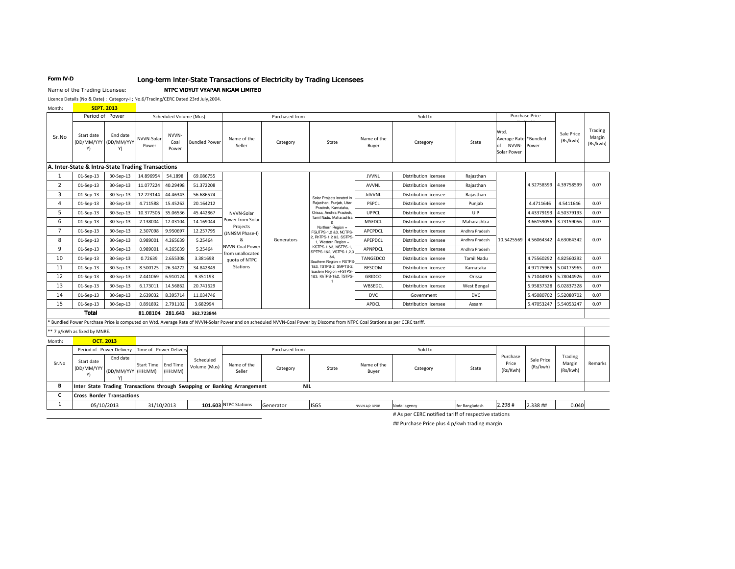**Form IV-D**

## Long-term Inter-State Transactions of Electricity by Trading Licensees

Name of the Trading Licensee: **NTPC VIDYUT VYAPAR NIGAM LIMITED**

Licence Details (No & Date) : Category-I ; No.6/Trading/CERC Dated 23rd July,2004.

Month: **SEPT. 2013**

| Sr.No | Period of Power | | Scheduled Volume (Mus) | | | Purchased from | | | Sold to | | | Purchase Price | | Sale Price (Rs/kwh) | Trading Margin (Rs/kwh) |
|---|---|---|---|---|---|---|---|---|---|---|---|---|---|---|---|
| | Start date (DD/MM/YYYY) | End date (DD/MM/YYYY) | NVVN-Solar Power | NVVN-Coal Power | Bundled Power | Name of the Seller | Category | State | Name of the Buyer | Category | State | Wtd. Average Rate of NVVN-Solar Power | *Bundled Power | | |
| **A. Inter-State & Intra-State Trading Transactions** | | | | | | | | | | | | | | | |
| 1 | 01-Sep-13 | 30-Sep-13 | 14.896954 | 54.1898 | 69.086755 | NVVN-Solar Power from Solar Projects (JNNSM Phase-I) & NVVN-Coal Power from unallocated quota of NTPC Stations | Generators | Solar Projects located in Rajasthan, Punjab, Uttar Pradesh, Karnataka, Orissa, Andhra Pradesh, Tamil Nadu, Maharashtra & Northern Region = FGUTPS-1,2 &3, NCTPS-2, RhTPS-1,2 &3, SSTPS-1, Western Region = KSTPS-1 &3, MSTPS-1, SPTPS-1&2, VSTPS-1,2,3 &4, Southern Region = RSTPS-1&3, TSTPS-2, SMPTS-2, Eastern Region =FSTPS-1&3, KhTPS-1&2, TSTPS-1 | JVVNL | Distribution licensee | Rajasthan | 10.5425569 | 4.32758599 | 4.39758599 | 0.07 |
| 2 | 01-Sep-13 | 30-Sep-13 | 11.077224 | 40.29498 | 51.372208 | | | | AVVNL | Distribution licensee | Rajasthan | | | | |
| 3 | 01-Sep-13 | 30-Sep-13 | 12.223144 | 44.46343 | 56.686574 | | | | JdVVNL | Distribution licensee | Rajasthan | | | | |
| 4 | 01-Sep-13 | 30-Sep-13 | 4.711588 | 15.45262 | 20.164212 | | | | PSPCL | Distribution licensee | Punjab | | 4.4711646 | 4.5411646 | 0.07 |
| 5 | 01-Sep-13 | 30-Sep-13 | 10.377506 | 35.06536 | 45.442867 | | | | UPPCL | Distribution licensee | U P | | 4.43379193 | 4.50379193 | 0.07 |
| 6 | 01-Sep-13 | 30-Sep-13 | 2.138004 | 12.03104 | 14.169044 | | | | MSEDCL | Distribution licensee | Maharashtra | | 3.66159056 | 3.73159056 | 0.07 |
| 7 | 01-Sep-13 | 30-Sep-13 | 2.307098 | 9.950697 | 12.257795 | | | | APCPDCL | Distribution licensee | Andhra Pradesh | | 4.56064342 | 4.63064342 | 0.07 |
| 8 | 01-Sep-13 | 30-Sep-13 | 0.989001 | 4.265639 | 5.25464 | | | | APEPDCL | Distribution licensee | Andhra Pradesh | | | | |
| 9 | 01-Sep-13 | 30-Sep-13 | 0.989001 | 4.265639 | 5.25464 | | | | APNPDCL | Distribution licensee | Andhra Pradesh | | | | |
| 10 | 01-Sep-13 | 30-Sep-13 | 0.72639 | 2.655308 | 3.381698 | | | | TANGEDCO | Distribution licensee | Tamil Nadu | | 4.75560292 | 4.82560292 | 0.07 |
| 11 | 01-Sep-13 | 30-Sep-13 | 8.500125 | 26.34272 | 34.842849 | | | | BESCOM | Distribution licensee | Karnataka | | 4.97175965 | 5.04175965 | 0.07 |
| 12 | 01-Sep-13 | 30-Sep-13 | 2.441069 | 6.910124 | 9.351193 | | | | GRIDCO | Distribution licensee | Orissa | | 5.71044926 | 5.78044926 | 0.07 |
| 13 | 01-Sep-13 | 30-Sep-13 | 6.173011 | 14.56862 | 20.741629 | | | | WBSEDCL | Distribution licensee | West Bengal | | 5.95837328 | 6.02837328 | 0.07 |
| 14 | 01-Sep-13 | 30-Sep-13 | 2.639032 | 8.395714 | 11.034746 | | | | DVC | Government | DVC | | 5.45080702 | 5.52080702 | 0.07 |
| 15 | 01-Sep-13 | 30-Sep-13 | 0.891892 | 2.791102 | 3.682994 | | | | APDCL | Distribution licensee | Assam | | 5.47053247 | 5.54053247 | 0.07 |
| | **Total** | | 81.08104 | 281.643 | 362.723844 | | | | | | | | | | |

* Bundled Power Purchase Price is computed on Wtd. Average Rate of NVVN-Solar Power and on scheduled NVVN-Coal Power by Discoms from NTPC Coal Stations as per CERC tariff.

** 7 p/kWh as fixed by MNRE.

Month: **OCT. 2013**

| Sr.No | Period of Power Delivery | | Time of Power Delivery | | Scheduled Volume (Mus) | Purchased from | | | Sold to | | | Purchase Price (Rs/Kwh) | Sale Price (Rs/kwh) | Trading Margin (Rs/kwh) | Remarks |
|---|---|---|---|---|---|---|---|---|---|---|---|---|---|---|---|
| | Start date (DD/MM/YYYY) | End date (DD/MM/YYYY) | Start Time (HH:MM) | End Time (HH:MM) | | Name of the Seller | Category | State | Name of the Buyer | Category | State | | | | |
| B | Inter State Trading Transactions through Swapping or Banking Arrangement | | | | | | | NIL | | | | | | | |
| C | Cross Border Transactions | | | | | | | | | | | | | | |
| 1 | 05/10/2013 | | 31/10/2013 | | 101.603 | NTPC Stations | Generator | ISGS | NVVN A/c BPDB | Nodal agency | for Bangladesh | 2.298 # | 2.338 ## | 0.040 | |

# As per CERC notified tariff of respective stations

## Purchase Price plus 4 p/kwh trading margin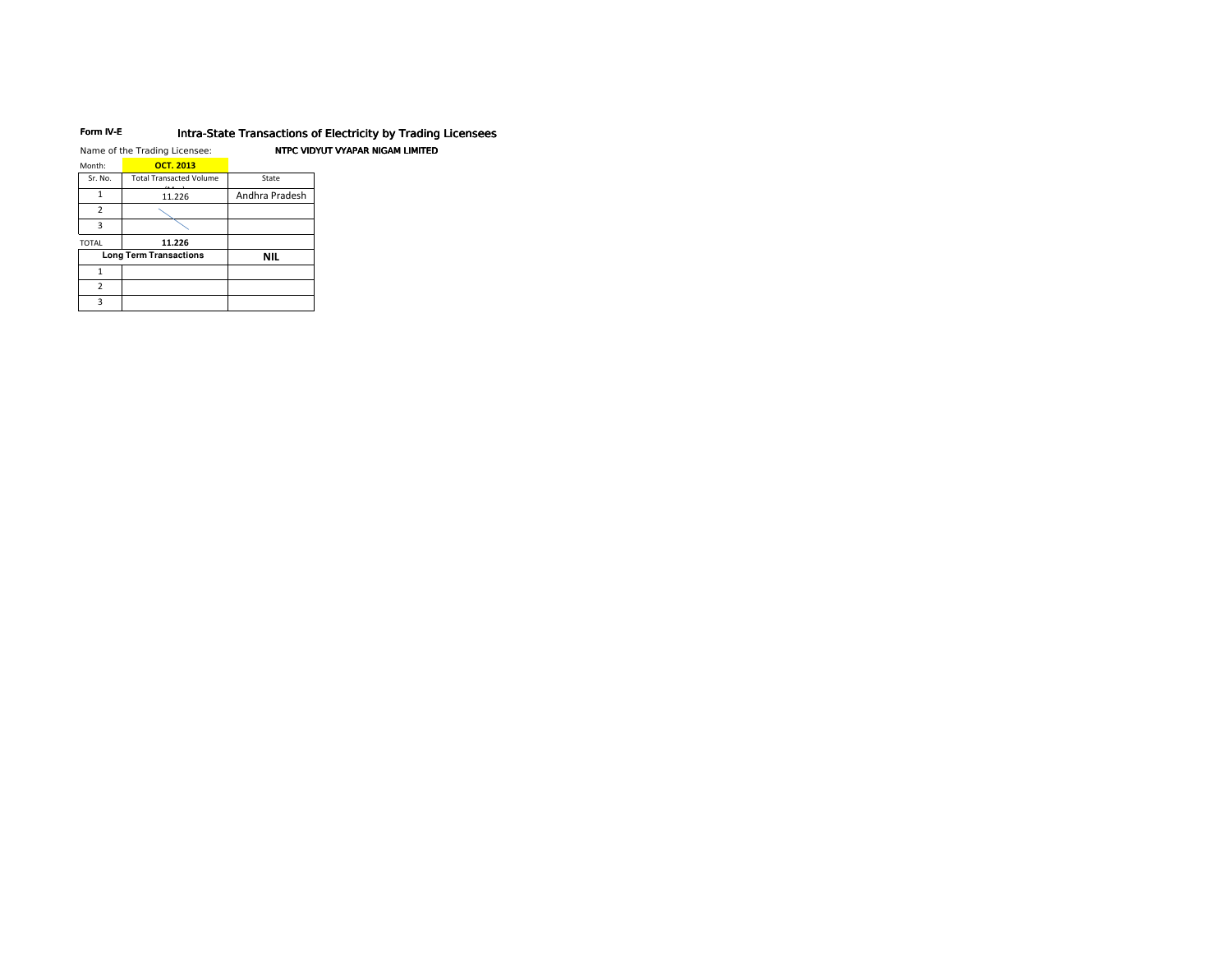**Form IV-E** **Intra-State Transactions of Electricity by Trading Licensees**

Name of the Trading Licensee: **NTPC VIDYUT VYAPAR NIGAM LIMITED**

Month: **OCT. 2013**

| Sr. No. | Total Transacted Volume (MUs) | State |
|---|---|---|
| 1 | 11.226 | Andhra Pradesh |
| 2 | | |
| 3 | | |
| TOTAL | **11.226** | |
| **Long Term Transactions** | | **NIL** |
| 1 | | |
| 2 | | |
| 3 | | |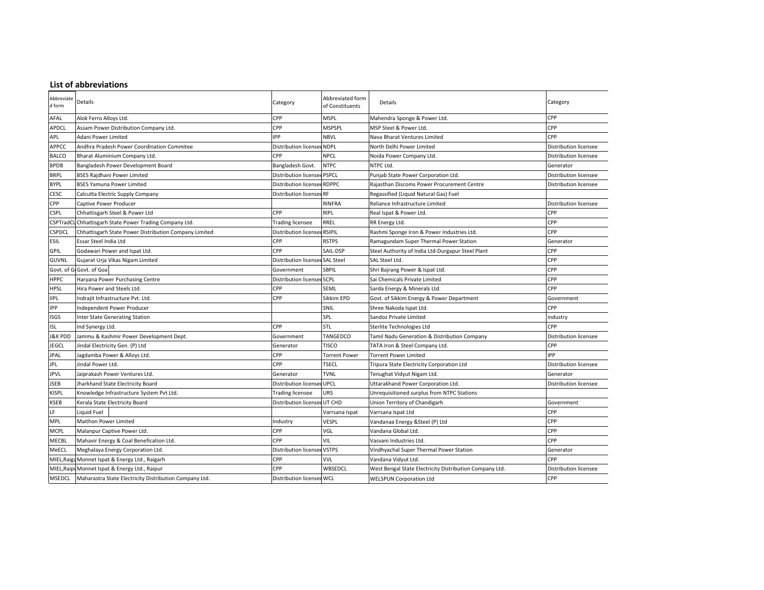## List of abbreviations

| Abbreviated form | Details | Category | Abbreviated form of Constituents | Details | Category |
|---|---|---|---|---|---|
| AFAL | Alok Ferro Alloys Ltd. | CPP | MSPL | Mahendra Sponge & Power Ltd. | CPP |
| APDCL | Assam Power Distribution Company Ltd. | CPP | MSPSPL | MSP Steel & Power Ltd. | CPP |
| APL | Adani Power Limited | IPP | NBVL | Nava Bharat Ventures Limited | CPP |
| APPCC | Andhra Pradesh Power Coordination Commitee | Distribution licensee | NDPL | North Delhi Power Limited | Distribution licensee |
| BALCO | Bharat Aluminium Company Ltd. | CPP | NPCL | Noida Power Company Ltd. | Distribution licensee |
| BPDB | Bangladesh Power Development Board | Bangladesh Govt. | NTPC | NTPC Ltd. | Generator |
| BRPL | BSES Rajdhani Power Limited | Distribution licensee | PSPCL | Punjab State Power Corporation Ltd. | Distribution licensee |
| BYPL | BSES Yamuna Power Limited | Distribution licensee | RDPPC | Rajasthan Discoms Power Procurement Centre | Distribution licensee |
| CESC | Calcutta Electric Supply Company | Distribution licensee | RF | Regassified (Liquid Natural Gas) Fuel | |
| CPP | Captive Power Producer | | RINFRA | Reliance Infrastructure Limited | Distribution licensee |
| CSPL | Chhattisgarh Steel & Power Ltd | CPP | RIPL | Real Ispat & Power Ltd. | CPP |
| CSPTradCL | Chhattisgarh State Power Trading Company Ltd. | Trading licensee | RREL | RR Energy Ltd. | CPP |
| CSPDCL | Chhattisgarh State Power Distribution Company Limited | Distribution licensee | RSIPIL | Rashmi Sponge Iron & Power Industries Ltd. | CPP |
| ESIL | Essar Steel India Ltd | CPP | RSTPS | Ramagundam Super Thermal Power Station | Generator |
| GPIL | Godawari Power and Ispat Ltd. | CPP | SAIL-DSP | Steel Authority of India Ltd-Durgapur Steel Plant | CPP |
| GUVNL | Gujarat Urja Vikas Nigam Limited | Distribution licensee | SAL Steel | SAL Steel Ltd. | CPP |
| Govt. of Goa | Govt. of Goa | Government | SBPIL | Shri Bajrang Power & Ispat Ltd. | CPP |
| HPPC | Haryana Power Purchasing Centre | Distribution licensee | SCPL | Sai Chemicals Private Limited | CPP |
| HPSL | Hira Power and Steels Ltd. | CPP | SEML | Sarda Energy & Minerals Ltd. | CPP |
| IIPL | Indrajit Infrastructure Pvt. Ltd. | CPP | Sikkim EPD | Govt. of Sikkim Energy & Power Department | Government |
| IPP | Independent Power Producer | | SNIL | Shree Nakoda Ispat Ltd. | CPP |
| ISGS | Inter State Generating Station | | SPL | Sandoz Private Limited | industry |
| ISL | Ind Synergy Ltd. | CPP | STL | Sterlite Technologies Ltd | CPP |
| J&K PDD | Jammu & Kashmir Power Development Dept. | Government | TANGEDCO | Tamil Nadu Generation & Distribution Company | Distribution licensee |
| JEGCL | Jindal Electricity Gen. (P) Ltd | Generator | TISCO | TATA Iron & Steel Company Ltd. | CPP |
| JPAL | Jagdamba Power & Alloys Ltd. | CPP | Torrent Power | Torrent Power Limited | IPP |
| JPL | Jindal Power Ltd. | CPP | TSECL | Tripura State Electricity Corporation Ltd | Distribution licensee |
| JPVL | Jaiprakash Power Ventures Ltd. | Generator | TVNL | Tenughat Vidyut Nigam Ltd. | Generator |
| JSEB | Jharkhand State Electricity Board | Distribution licensee | UPCL | Uttarakhand Power Corporation Ltd. | Distribution licensee |
| KISPL | Knowledge Infrastructure System Pvt Ltd. | Trading licensee | URS | Unrequisitioned surplus from NTPC Stations | |
| KSEB | Kerala State Electricity Board | Distribution licensee | UT CHD | Union Territory of Chandigarh | Government |
| LF | Liquid Fuel | | Varrsana Ispat | Varrsana Ispat Ltd | CPP |
| MPL | Maithon Power Limited | Industry | VESPL | Vandanaa Energy &Steel (P) Ltd | CPP |
| MCPL | Malanpur Captive Power Ltd. | CPP | VGL | Vandana Global Ltd. | CPP |
| MECBL | Mahavir Energy & Coal Benefication Ltd. | CPP | VIL | Vasvani Industries Ltd. | CPP |
| MeECL | Meghalaya Energy Corporation Ltd. | Distribution licensee | VSTPS | Vindhyachal Super Thermal Power Station | Generator |
| MIEL,Raigarh | Monnet Ispat & Energy Ltd., Raigarh | CPP | VVL | Vandana Vidyut Ltd. | CPP |
| MIEL,Raipur | Monnet Ispat & Energy Ltd., Raipur | CPP | WBSEDCL | West Bengal State Electricity Distribution Company Ltd. | Distribution licensee |
| MSEDCL | Maharastra State Electricity Distribution Company Ltd. | Distribution licensee | WCL | WELSPUN Corporation Ltd | CPP |